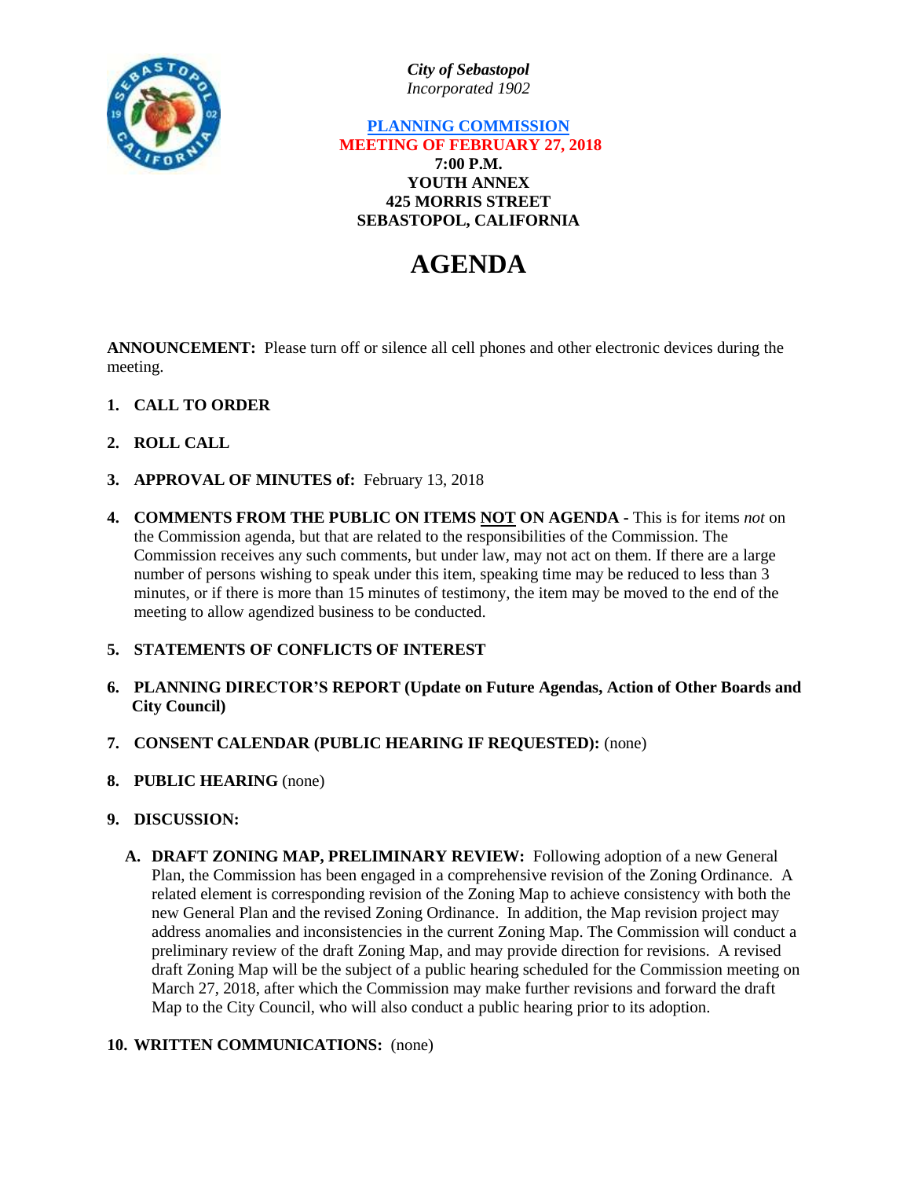*City of Sebastopol*
*Incorporated 1902*

**PLANNING COMMISSION**
**MEETING OF FEBRUARY 27, 2018**
**7:00 P.M.**
**YOUTH ANNEX**
**425 MORRIS STREET**
**SEBASTOPOL, CALIFORNIA**

# AGENDA

**ANNOUNCEMENT:** Please turn off or silence all cell phones and other electronic devices during the meeting.

1. **CALL TO ORDER**

2. **ROLL CALL**

3. **APPROVAL OF MINUTES of:** February 13, 2018

4. **COMMENTS FROM THE PUBLIC ON ITEMS NOT ON AGENDA -** This is for items *not* on the Commission agenda, but that are related to the responsibilities of the Commission. The Commission receives any such comments, but under law, may not act on them. If there are a large number of persons wishing to speak under this item, speaking time may be reduced to less than 3 minutes, or if there is more than 15 minutes of testimony, the item may be moved to the end of the meeting to allow agendized business to be conducted.

5. **STATEMENTS OF CONFLICTS OF INTEREST**

6. **PLANNING DIRECTOR'S REPORT (Update on Future Agendas, Action of Other Boards and City Council)**

7. **CONSENT CALENDAR (PUBLIC HEARING IF REQUESTED):** (none)

8. **PUBLIC HEARING** (none)

9. **DISCUSSION:**

   A. **DRAFT ZONING MAP, PRELIMINARY REVIEW:** Following adoption of a new General Plan, the Commission has been engaged in a comprehensive revision of the Zoning Ordinance. A related element is corresponding revision of the Zoning Map to achieve consistency with both the new General Plan and the revised Zoning Ordinance. In addition, the Map revision project may address anomalies and inconsistencies in the current Zoning Map. The Commission will conduct a preliminary review of the draft Zoning Map, and may provide direction for revisions. A revised draft Zoning Map will be the subject of a public hearing scheduled for the Commission meeting on March 27, 2018, after which the Commission may make further revisions and forward the draft Map to the City Council, who will also conduct a public hearing prior to its adoption.

10. **WRITTEN COMMUNICATIONS:** (none)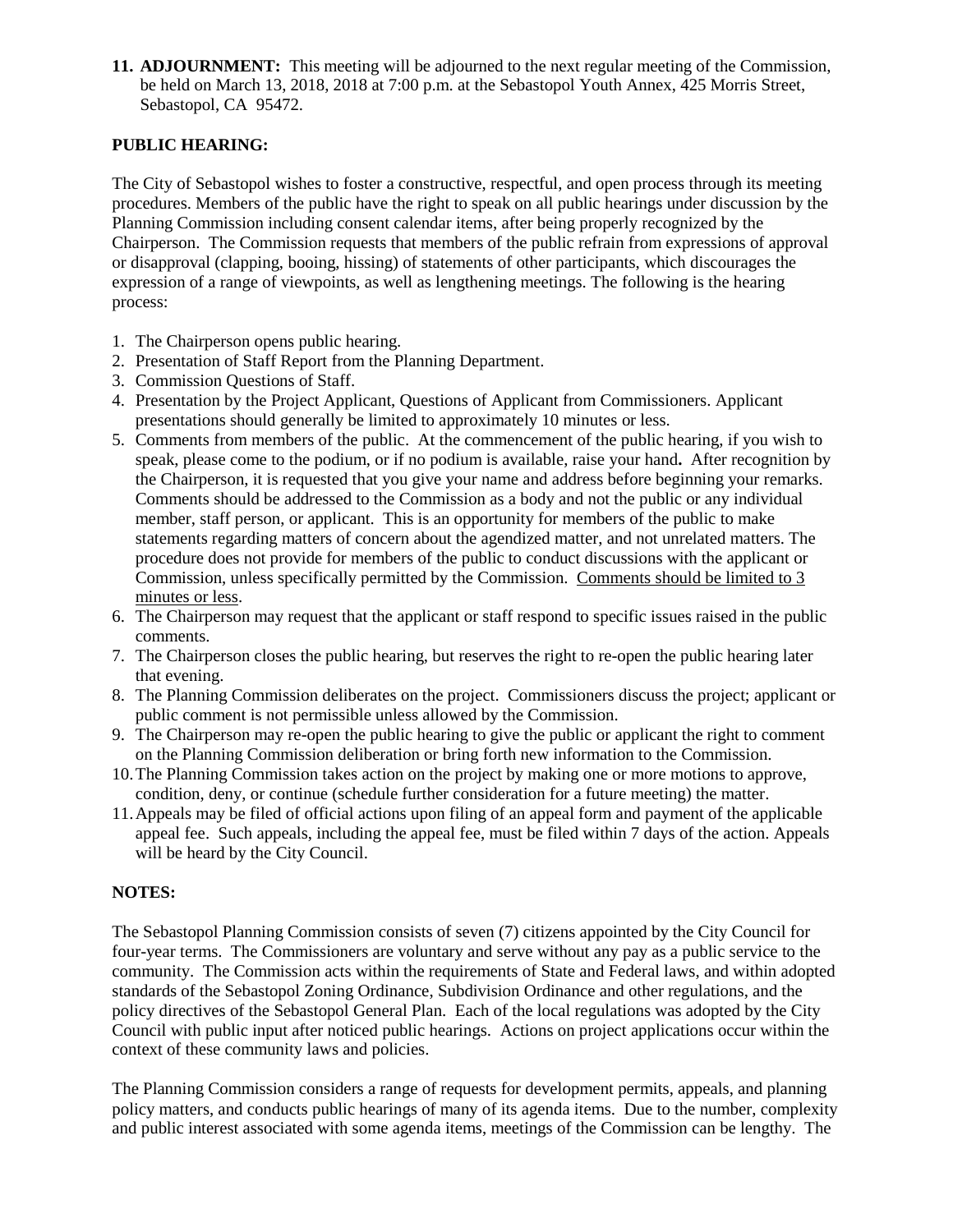**11. ADJOURNMENT:** This meeting will be adjourned to the next regular meeting of the Commission, be held on March 13, 2018, 2018 at 7:00 p.m. at the Sebastopol Youth Annex, 425 Morris Street, Sebastopol, CA 95472.

**PUBLIC HEARING:**

The City of Sebastopol wishes to foster a constructive, respectful, and open process through its meeting procedures. Members of the public have the right to speak on all public hearings under discussion by the Planning Commission including consent calendar items, after being properly recognized by the Chairperson. The Commission requests that members of the public refrain from expressions of approval or disapproval (clapping, booing, hissing) of statements of other participants, which discourages the expression of a range of viewpoints, as well as lengthening meetings. The following is the hearing process:

1. The Chairperson opens public hearing.
2. Presentation of Staff Report from the Planning Department.
3. Commission Questions of Staff.
4. Presentation by the Project Applicant, Questions of Applicant from Commissioners. Applicant presentations should generally be limited to approximately 10 minutes or less.
5. Comments from members of the public. At the commencement of the public hearing, if you wish to speak, please come to the podium, or if no podium is available, raise your hand**.** After recognition by the Chairperson, it is requested that you give your name and address before beginning your remarks. Comments should be addressed to the Commission as a body and not the public or any individual member, staff person, or applicant. This is an opportunity for members of the public to make statements regarding matters of concern about the agendized matter, and not unrelated matters. The procedure does not provide for members of the public to conduct discussions with the applicant or Commission, unless specifically permitted by the Commission. <u>Comments should be limited to 3 minutes or less</u>.
6. The Chairperson may request that the applicant or staff respond to specific issues raised in the public comments.
7. The Chairperson closes the public hearing, but reserves the right to re-open the public hearing later that evening.
8. The Planning Commission deliberates on the project. Commissioners discuss the project; applicant or public comment is not permissible unless allowed by the Commission.
9. The Chairperson may re-open the public hearing to give the public or applicant the right to comment on the Planning Commission deliberation or bring forth new information to the Commission.
10. The Planning Commission takes action on the project by making one or more motions to approve, condition, deny, or continue (schedule further consideration for a future meeting) the matter.
11. Appeals may be filed of official actions upon filing of an appeal form and payment of the applicable appeal fee. Such appeals, including the appeal fee, must be filed within 7 days of the action. Appeals will be heard by the City Council.

**NOTES:**

The Sebastopol Planning Commission consists of seven (7) citizens appointed by the City Council for four-year terms. The Commissioners are voluntary and serve without any pay as a public service to the community. The Commission acts within the requirements of State and Federal laws, and within adopted standards of the Sebastopol Zoning Ordinance, Subdivision Ordinance and other regulations, and the policy directives of the Sebastopol General Plan. Each of the local regulations was adopted by the City Council with public input after noticed public hearings. Actions on project applications occur within the context of these community laws and policies.

The Planning Commission considers a range of requests for development permits, appeals, and planning policy matters, and conducts public hearings of many of its agenda items. Due to the number, complexity and public interest associated with some agenda items, meetings of the Commission can be lengthy. The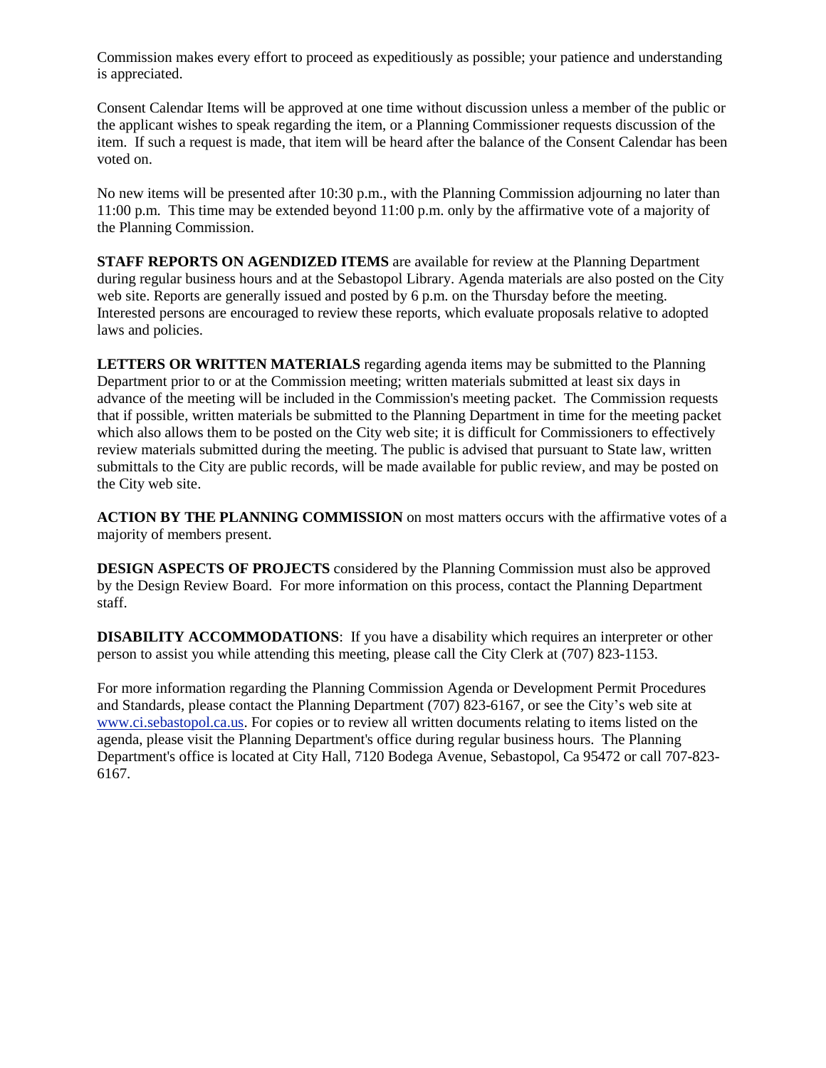Commission makes every effort to proceed as expeditiously as possible; your patience and understanding is appreciated.

Consent Calendar Items will be approved at one time without discussion unless a member of the public or the applicant wishes to speak regarding the item, or a Planning Commissioner requests discussion of the item. If such a request is made, that item will be heard after the balance of the Consent Calendar has been voted on.

No new items will be presented after 10:30 p.m., with the Planning Commission adjourning no later than 11:00 p.m. This time may be extended beyond 11:00 p.m. only by the affirmative vote of a majority of the Planning Commission.

**STAFF REPORTS ON AGENDIZED ITEMS** are available for review at the Planning Department during regular business hours and at the Sebastopol Library. Agenda materials are also posted on the City web site. Reports are generally issued and posted by 6 p.m. on the Thursday before the meeting. Interested persons are encouraged to review these reports, which evaluate proposals relative to adopted laws and policies.

**LETTERS OR WRITTEN MATERIALS** regarding agenda items may be submitted to the Planning Department prior to or at the Commission meeting; written materials submitted at least six days in advance of the meeting will be included in the Commission's meeting packet. The Commission requests that if possible, written materials be submitted to the Planning Department in time for the meeting packet which also allows them to be posted on the City web site; it is difficult for Commissioners to effectively review materials submitted during the meeting. The public is advised that pursuant to State law, written submittals to the City are public records, will be made available for public review, and may be posted on the City web site.

**ACTION BY THE PLANNING COMMISSION** on most matters occurs with the affirmative votes of a majority of members present.

**DESIGN ASPECTS OF PROJECTS** considered by the Planning Commission must also be approved by the Design Review Board. For more information on this process, contact the Planning Department staff.

**DISABILITY ACCOMMODATIONS**: If you have a disability which requires an interpreter or other person to assist you while attending this meeting, please call the City Clerk at (707) 823-1153.

For more information regarding the Planning Commission Agenda or Development Permit Procedures and Standards, please contact the Planning Department (707) 823-6167, or see the City's web site at [www.ci.sebastopol.ca.us](http://www.ci.sebastopol.ca.us). For copies or to review all written documents relating to items listed on the agenda, please visit the Planning Department's office during regular business hours. The Planning Department's office is located at City Hall, 7120 Bodega Avenue, Sebastopol, Ca 95472 or call 707-823-6167.